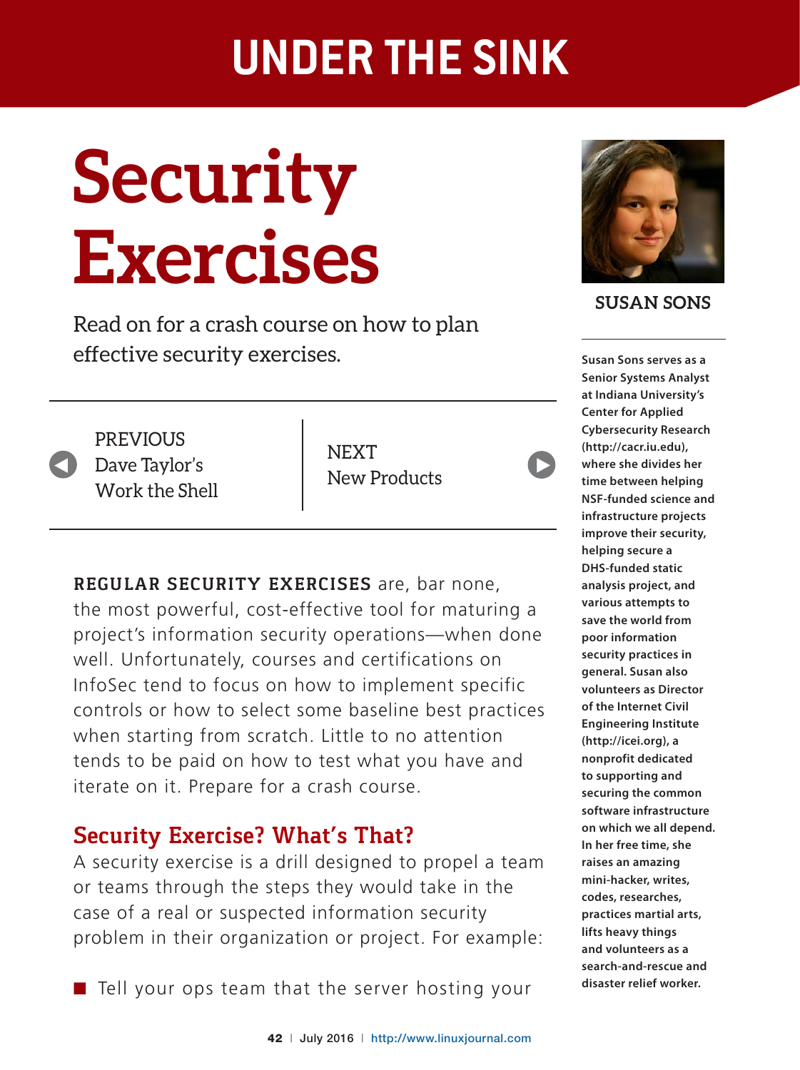# Security Exercises

Read on for a crash course on how to plan effective security exercises.

PREVIOUS
Dave Taylor's Work the Shell

NEXT
New Products

**SUSAN SONS**

**Susan Sons serves as a Senior Systems Analyst at Indiana University's Center for Applied Cybersecurity Research (http://cacr.iu.edu), where she divides her time between helping NSF-funded science and infrastructure projects improve their security, helping secure a DHS-funded static analysis project, and various attempts to save the world from poor information security practices in general. Susan also volunteers as Director of the Internet Civil Engineering Institute (http://icei.org), a nonprofit dedicated to supporting and securing the common software infrastructure on which we all depend. In her free time, she raises an amazing mini-hacker, writes, codes, researches, practices martial arts, lifts heavy things and volunteers as a search-and-rescue and disaster relief worker.**

**REGULAR SECURITY EXERCISES** are, bar none, the most powerful, cost-effective tool for maturing a project's information security operations—when done well. Unfortunately, courses and certifications on InfoSec tend to focus on how to implement specific controls or how to select some baseline best practices when starting from scratch. Little to no attention tends to be paid on how to test what you have and iterate on it. Prepare for a crash course.

## Security Exercise? What's That?

A security exercise is a drill designed to propel a team or teams through the steps they would take in the case of a real or suspected information security problem in their organization or project. For example:

- Tell your ops team that the server hosting your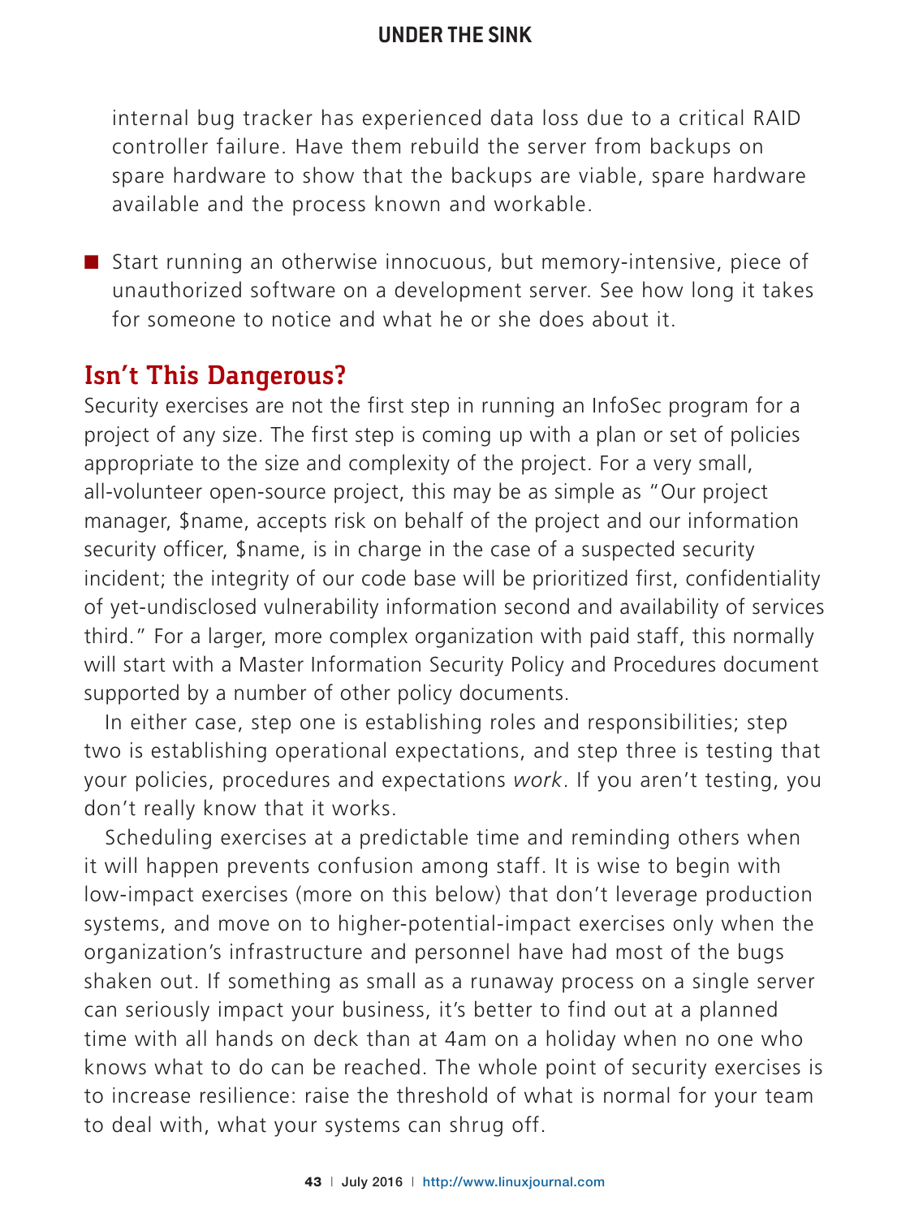internal bug tracker has experienced data loss due to a critical RAID controller failure. Have them rebuild the server from backups on spare hardware to show that the backups are viable, spare hardware available and the process known and workable.

- Start running an otherwise innocuous, but memory-intensive, piece of unauthorized software on a development server. See how long it takes for someone to notice and what he or she does about it.

## Isn't This Dangerous?

Security exercises are not the first step in running an InfoSec program for a project of any size. The first step is coming up with a plan or set of policies appropriate to the size and complexity of the project. For a very small, all-volunteer open-source project, this may be as simple as "Our project manager, $name, accepts risk on behalf of the project and our information security officer, $name, is in charge in the case of a suspected security incident; the integrity of our code base will be prioritized first, confidentiality of yet-undisclosed vulnerability information second and availability of services third." For a larger, more complex organization with paid staff, this normally will start with a Master Information Security Policy and Procedures document supported by a number of other policy documents.

In either case, step one is establishing roles and responsibilities; step two is establishing operational expectations, and step three is testing that your policies, procedures and expectations *work*. If you aren't testing, you don't really know that it works.

Scheduling exercises at a predictable time and reminding others when it will happen prevents confusion among staff. It is wise to begin with low-impact exercises (more on this below) that don't leverage production systems, and move on to higher-potential-impact exercises only when the organization's infrastructure and personnel have had most of the bugs shaken out. If something as small as a runaway process on a single server can seriously impact your business, it's better to find out at a planned time with all hands on deck than at 4am on a holiday when no one who knows what to do can be reached. The whole point of security exercises is to increase resilience: raise the threshold of what is normal for your team to deal with, what your systems can shrug off.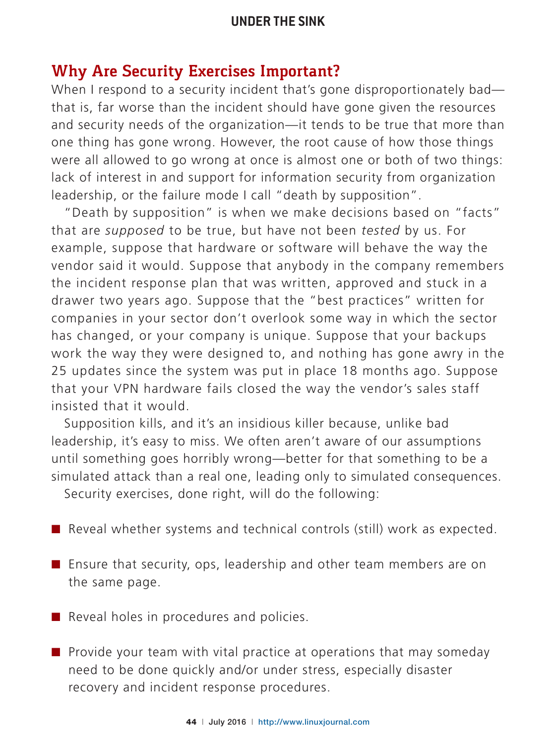## Why Are Security Exercises Important?

When I respond to a security incident that's gone disproportionately bad—that is, far worse than the incident should have gone given the resources and security needs of the organization—it tends to be true that more than one thing has gone wrong. However, the root cause of how those things were all allowed to go wrong at once is almost one or both of two things: lack of interest in and support for information security from organization leadership, or the failure mode I call "death by supposition".

"Death by supposition" is when we make decisions based on "facts" that are *supposed* to be true, but have not been *tested* by us. For example, suppose that hardware or software will behave the way the vendor said it would. Suppose that anybody in the company remembers the incident response plan that was written, approved and stuck in a drawer two years ago. Suppose that the "best practices" written for companies in your sector don't overlook some way in which the sector has changed, or your company is unique. Suppose that your backups work the way they were designed to, and nothing has gone awry in the 25 updates since the system was put in place 18 months ago. Suppose that your VPN hardware fails closed the way the vendor's sales staff insisted that it would.

Supposition kills, and it's an insidious killer because, unlike bad leadership, it's easy to miss. We often aren't aware of our assumptions until something goes horribly wrong—better for that something to be a simulated attack than a real one, leading only to simulated consequences.

Security exercises, done right, will do the following:

- Reveal whether systems and technical controls (still) work as expected.
- Ensure that security, ops, leadership and other team members are on the same page.
- Reveal holes in procedures and policies.
- Provide your team with vital practice at operations that may someday need to be done quickly and/or under stress, especially disaster recovery and incident response procedures.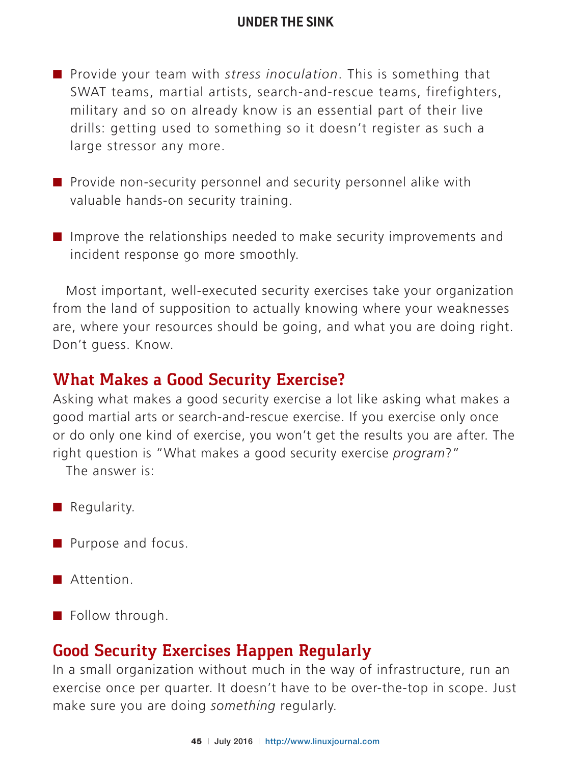- Provide your team with *stress inoculation*. This is something that SWAT teams, martial artists, search-and-rescue teams, firefighters, military and so on already know is an essential part of their live drills: getting used to something so it doesn't register as such a large stressor any more.

- Provide non-security personnel and security personnel alike with valuable hands-on security training.

- Improve the relationships needed to make security improvements and incident response go more smoothly.

Most important, well-executed security exercises take your organization from the land of supposition to actually knowing where your weaknesses are, where your resources should be going, and what you are doing right. Don't guess. Know.

## What Makes a Good Security Exercise?

Asking what makes a good security exercise a lot like asking what makes a good martial arts or search-and-rescue exercise. If you exercise only once or do only one kind of exercise, you won't get the results you are after. The right question is "What makes a good security exercise *program*?"

The answer is:

- Regularity.

- Purpose and focus.

- Attention.

- Follow through.

## Good Security Exercises Happen Regularly

In a small organization without much in the way of infrastructure, run an exercise once per quarter. It doesn't have to be over-the-top in scope. Just make sure you are doing *something* regularly.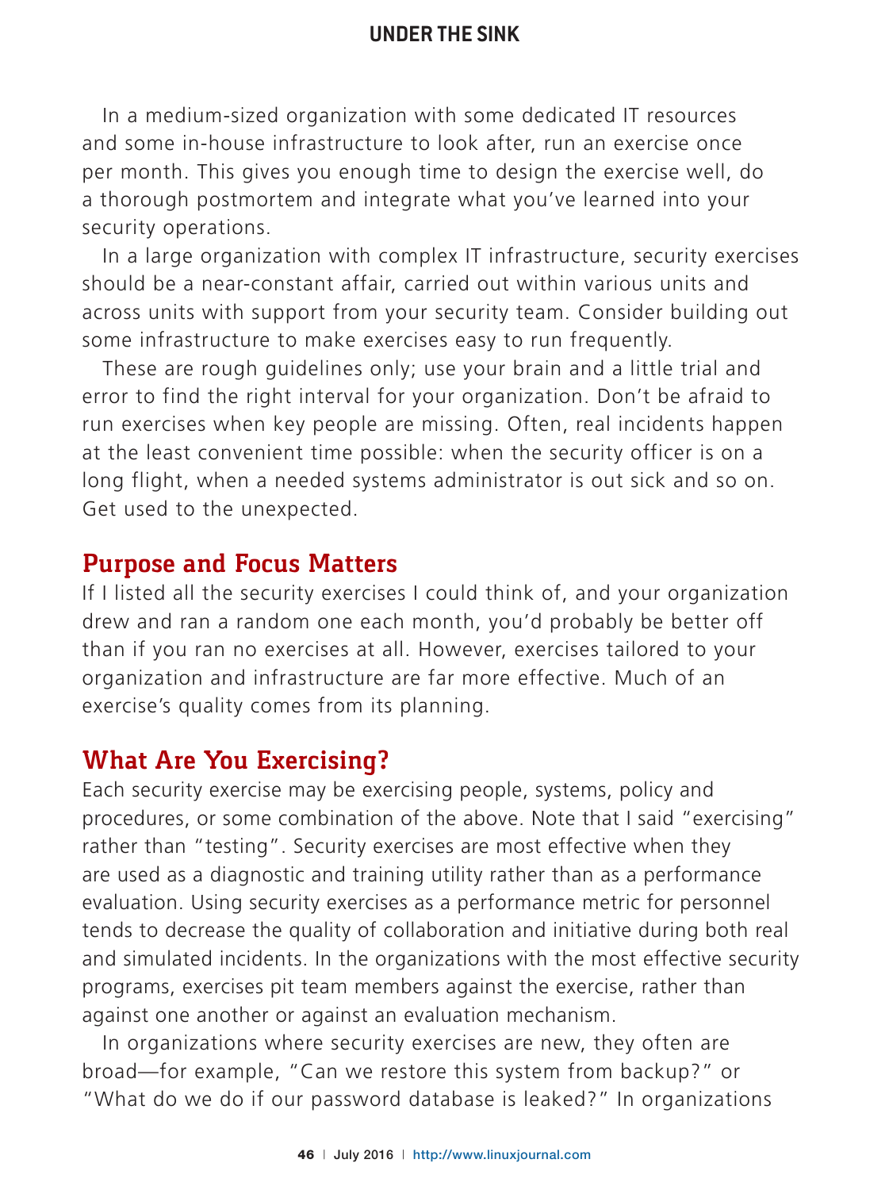In a medium-sized organization with some dedicated IT resources and some in-house infrastructure to look after, run an exercise once per month. This gives you enough time to design the exercise well, do a thorough postmortem and integrate what you've learned into your security operations.

In a large organization with complex IT infrastructure, security exercises should be a near-constant affair, carried out within various units and across units with support from your security team. Consider building out some infrastructure to make exercises easy to run frequently.

These are rough guidelines only; use your brain and a little trial and error to find the right interval for your organization. Don't be afraid to run exercises when key people are missing. Often, real incidents happen at the least convenient time possible: when the security officer is on a long flight, when a needed systems administrator is out sick and so on. Get used to the unexpected.

## Purpose and Focus Matters

If I listed all the security exercises I could think of, and your organization drew and ran a random one each month, you'd probably be better off than if you ran no exercises at all. However, exercises tailored to your organization and infrastructure are far more effective. Much of an exercise's quality comes from its planning.

## What Are You Exercising?

Each security exercise may be exercising people, systems, policy and procedures, or some combination of the above. Note that I said "exercising" rather than "testing". Security exercises are most effective when they are used as a diagnostic and training utility rather than as a performance evaluation. Using security exercises as a performance metric for personnel tends to decrease the quality of collaboration and initiative during both real and simulated incidents. In the organizations with the most effective security programs, exercises pit team members against the exercise, rather than against one another or against an evaluation mechanism.

In organizations where security exercises are new, they often are broad—for example, "Can we restore this system from backup?" or "What do we do if our password database is leaked?" In organizations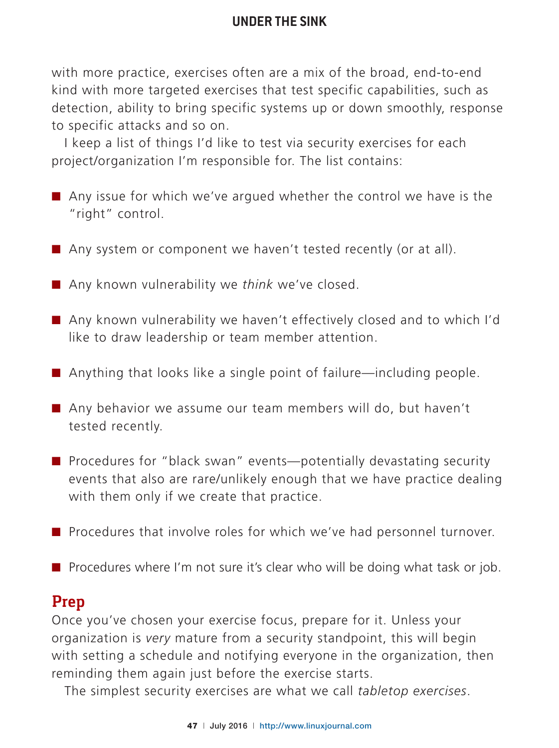with more practice, exercises often are a mix of the broad, end-to-end kind with more targeted exercises that test specific capabilities, such as detection, ability to bring specific systems up or down smoothly, response to specific attacks and so on.

I keep a list of things I'd like to test via security exercises for each project/organization I'm responsible for. The list contains:

- Any issue for which we've argued whether the control we have is the "right" control.
- Any system or component we haven't tested recently (or at all).
- Any known vulnerability we *think* we've closed.
- Any known vulnerability we haven't effectively closed and to which I'd like to draw leadership or team member attention.
- Anything that looks like a single point of failure—including people.
- Any behavior we assume our team members will do, but haven't tested recently.
- Procedures for "black swan" events—potentially devastating security events that also are rare/unlikely enough that we have practice dealing with them only if we create that practice.
- Procedures that involve roles for which we've had personnel turnover.
- Procedures where I'm not sure it's clear who will be doing what task or job.

## Prep

Once you've chosen your exercise focus, prepare for it. Unless your organization is *very* mature from a security standpoint, this will begin with setting a schedule and notifying everyone in the organization, then reminding them again just before the exercise starts.

The simplest security exercises are what we call *tabletop exercises*.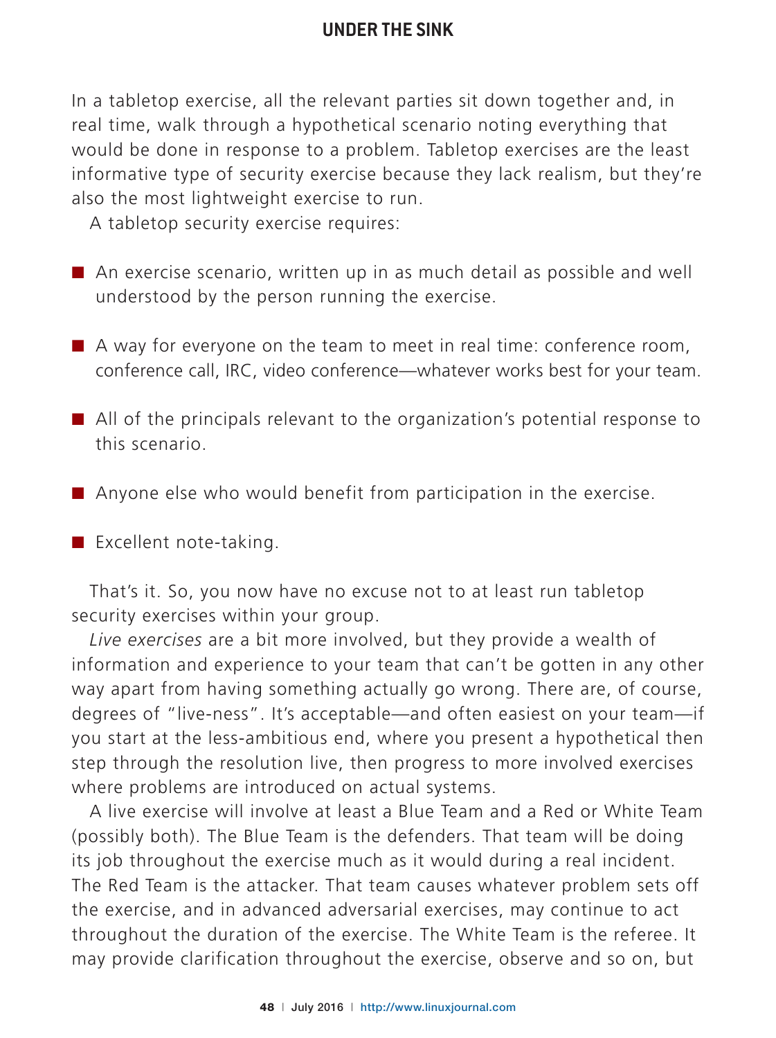In a tabletop exercise, all the relevant parties sit down together and, in real time, walk through a hypothetical scenario noting everything that would be done in response to a problem. Tabletop exercises are the least informative type of security exercise because they lack realism, but they're also the most lightweight exercise to run.

A tabletop security exercise requires:

- An exercise scenario, written up in as much detail as possible and well understood by the person running the exercise.
- A way for everyone on the team to meet in real time: conference room, conference call, IRC, video conference—whatever works best for your team.
- All of the principals relevant to the organization's potential response to this scenario.
- Anyone else who would benefit from participation in the exercise.
- Excellent note-taking.

That's it. So, you now have no excuse not to at least run tabletop security exercises within your group.

*Live exercises* are a bit more involved, but they provide a wealth of information and experience to your team that can't be gotten in any other way apart from having something actually go wrong. There are, of course, degrees of "live-ness". It's acceptable—and often easiest on your team—if you start at the less-ambitious end, where you present a hypothetical then step through the resolution live, then progress to more involved exercises where problems are introduced on actual systems.

A live exercise will involve at least a Blue Team and a Red or White Team (possibly both). The Blue Team is the defenders. That team will be doing its job throughout the exercise much as it would during a real incident. The Red Team is the attacker. That team causes whatever problem sets off the exercise, and in advanced adversarial exercises, may continue to act throughout the duration of the exercise. The White Team is the referee. It may provide clarification throughout the exercise, observe and so on, but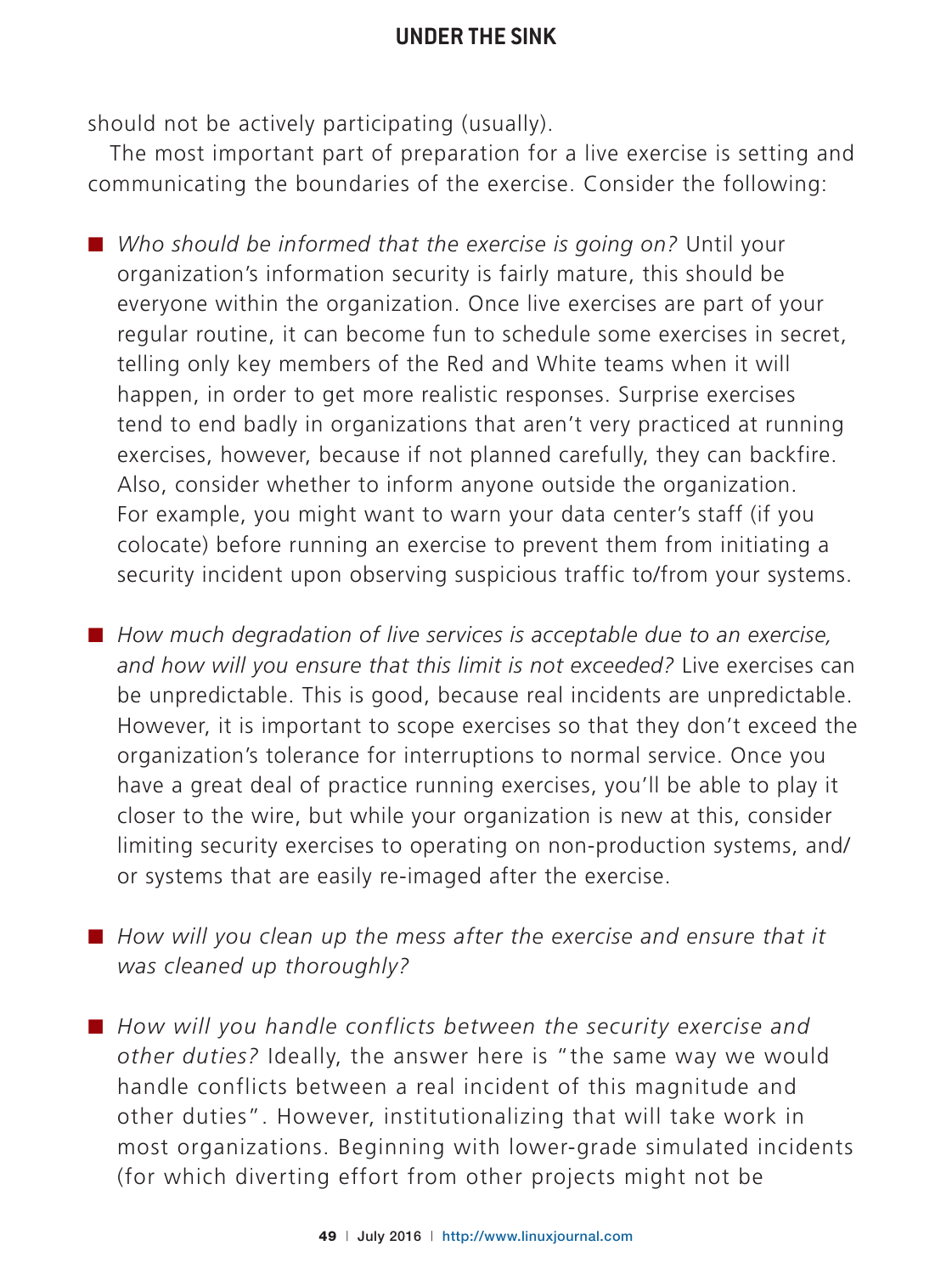should not be actively participating (usually).

The most important part of preparation for a live exercise is setting and communicating the boundaries of the exercise. Consider the following:

- *Who should be informed that the exercise is going on?* Until your organization's information security is fairly mature, this should be everyone within the organization. Once live exercises are part of your regular routine, it can become fun to schedule some exercises in secret, telling only key members of the Red and White teams when it will happen, in order to get more realistic responses. Surprise exercises tend to end badly in organizations that aren't very practiced at running exercises, however, because if not planned carefully, they can backfire. Also, consider whether to inform anyone outside the organization. For example, you might want to warn your data center's staff (if you colocate) before running an exercise to prevent them from initiating a security incident upon observing suspicious traffic to/from your systems.

- *How much degradation of live services is acceptable due to an exercise, and how will you ensure that this limit is not exceeded?* Live exercises can be unpredictable. This is good, because real incidents are unpredictable. However, it is important to scope exercises so that they don't exceed the organization's tolerance for interruptions to normal service. Once you have a great deal of practice running exercises, you'll be able to play it closer to the wire, but while your organization is new at this, consider limiting security exercises to operating on non-production systems, and/or systems that are easily re-imaged after the exercise.

- *How will you clean up the mess after the exercise and ensure that it was cleaned up thoroughly?*

- *How will you handle conflicts between the security exercise and other duties?* Ideally, the answer here is "the same way we would handle conflicts between a real incident of this magnitude and other duties". However, institutionalizing that will take work in most organizations. Beginning with lower-grade simulated incidents (for which diverting effort from other projects might not be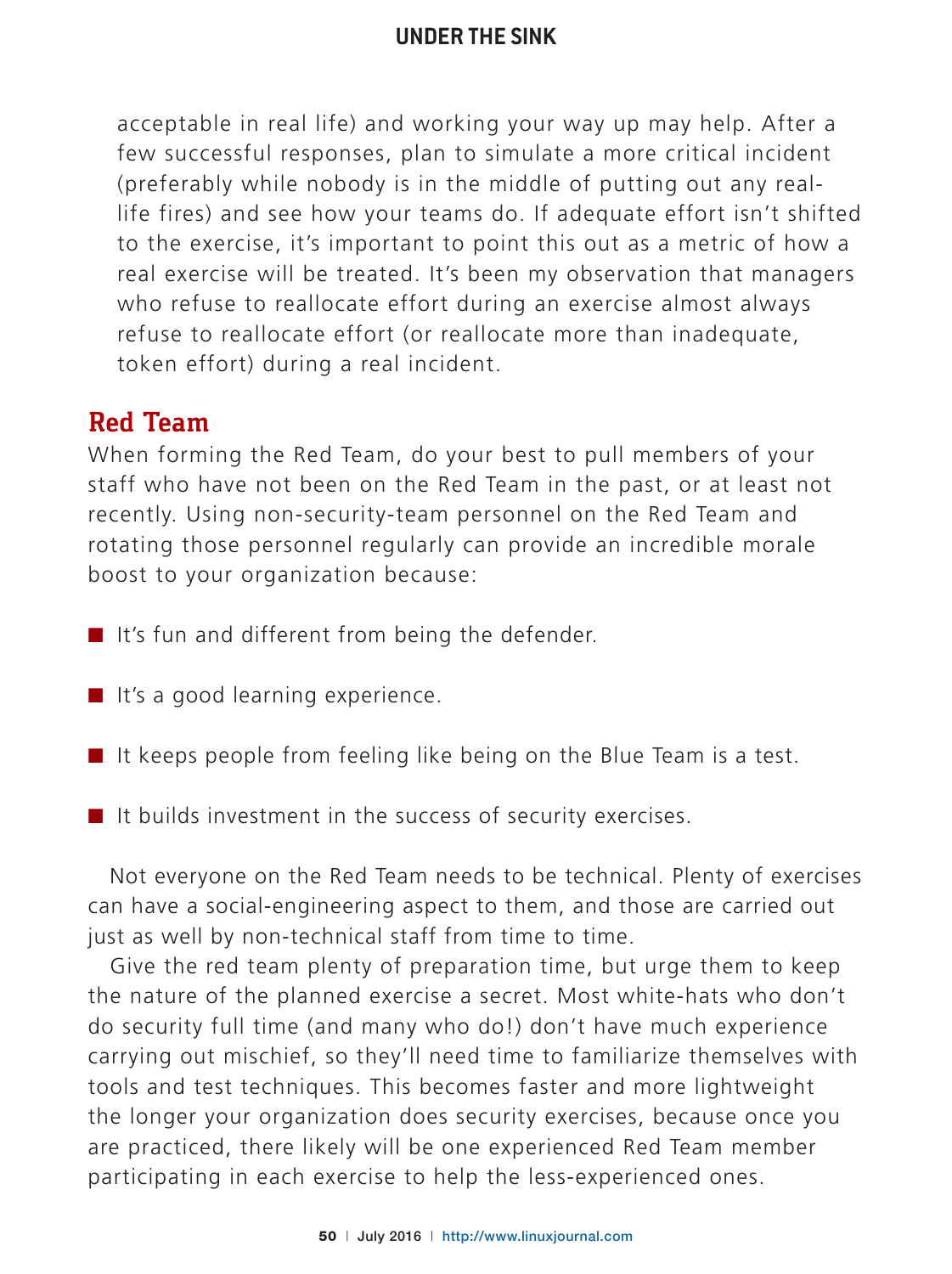acceptable in real life) and working your way up may help. After a few successful responses, plan to simulate a more critical incident (preferably while nobody is in the middle of putting out any real-life fires) and see how your teams do. If adequate effort isn't shifted to the exercise, it's important to point this out as a metric of how a real exercise will be treated. It's been my observation that managers who refuse to reallocate effort during an exercise almost always refuse to reallocate effort (or reallocate more than inadequate, token effort) during a real incident.

## Red Team

When forming the Red Team, do your best to pull members of your staff who have not been on the Red Team in the past, or at least not recently. Using non-security-team personnel on the Red Team and rotating those personnel regularly can provide an incredible morale boost to your organization because:

- It's fun and different from being the defender.
- It's a good learning experience.
- It keeps people from feeling like being on the Blue Team is a test.
- It builds investment in the success of security exercises.

Not everyone on the Red Team needs to be technical. Plenty of exercises can have a social-engineering aspect to them, and those are carried out just as well by non-technical staff from time to time.

Give the red team plenty of preparation time, but urge them to keep the nature of the planned exercise a secret. Most white-hats who don't do security full time (and many who do!) don't have much experience carrying out mischief, so they'll need time to familiarize themselves with tools and test techniques. This becomes faster and more lightweight the longer your organization does security exercises, because once you are practiced, there likely will be one experienced Red Team member participating in each exercise to help the less-experienced ones.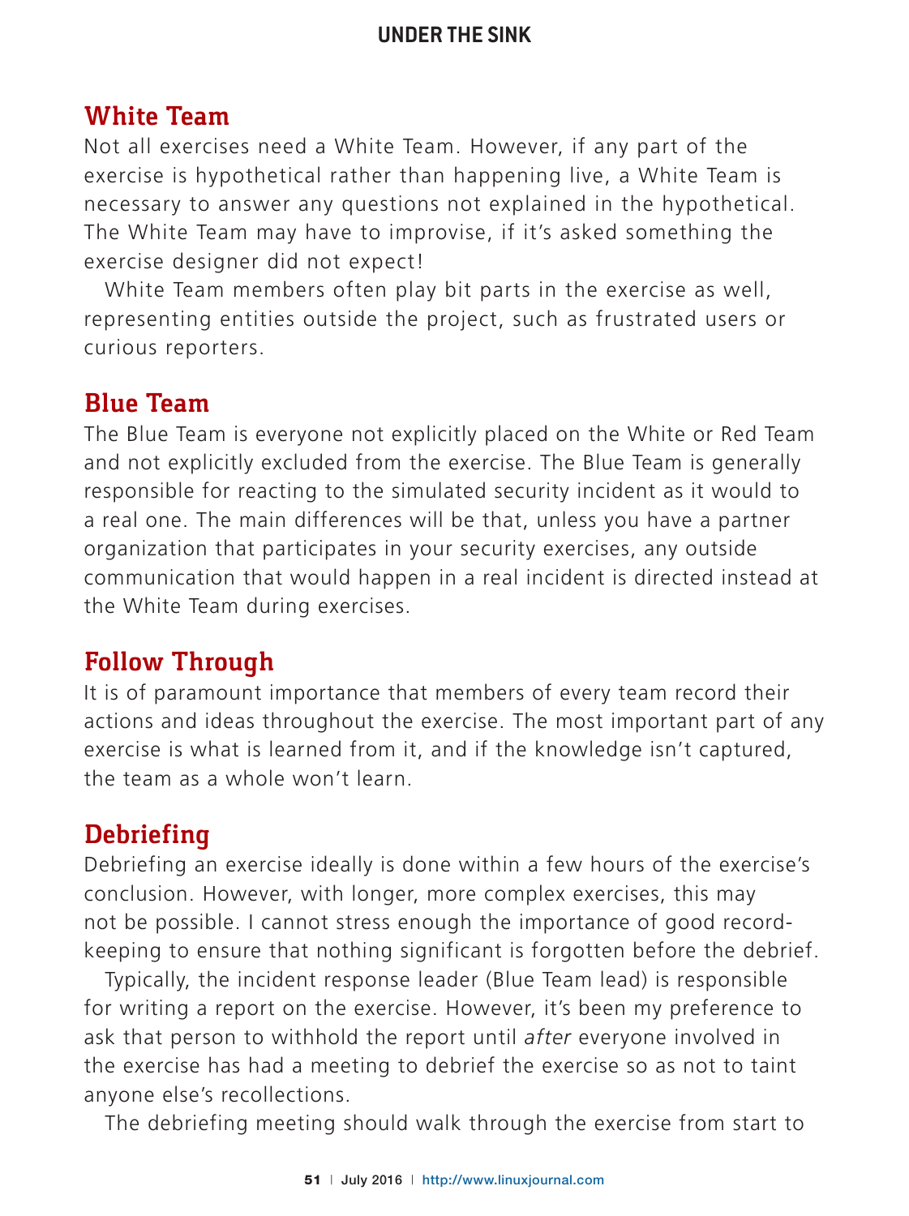## White Team

Not all exercises need a White Team. However, if any part of the exercise is hypothetical rather than happening live, a White Team is necessary to answer any questions not explained in the hypothetical. The White Team may have to improvise, if it's asked something the exercise designer did not expect!

White Team members often play bit parts in the exercise as well, representing entities outside the project, such as frustrated users or curious reporters.

## Blue Team

The Blue Team is everyone not explicitly placed on the White or Red Team and not explicitly excluded from the exercise. The Blue Team is generally responsible for reacting to the simulated security incident as it would to a real one. The main differences will be that, unless you have a partner organization that participates in your security exercises, any outside communication that would happen in a real incident is directed instead at the White Team during exercises.

## Follow Through

It is of paramount importance that members of every team record their actions and ideas throughout the exercise. The most important part of any exercise is what is learned from it, and if the knowledge isn't captured, the team as a whole won't learn.

## Debriefing

Debriefing an exercise ideally is done within a few hours of the exercise's conclusion. However, with longer, more complex exercises, this may not be possible. I cannot stress enough the importance of good record-keeping to ensure that nothing significant is forgotten before the debrief.

Typically, the incident response leader (Blue Team lead) is responsible for writing a report on the exercise. However, it's been my preference to ask that person to withhold the report until *after* everyone involved in the exercise has had a meeting to debrief the exercise so as not to taint anyone else's recollections.

The debriefing meeting should walk through the exercise from start to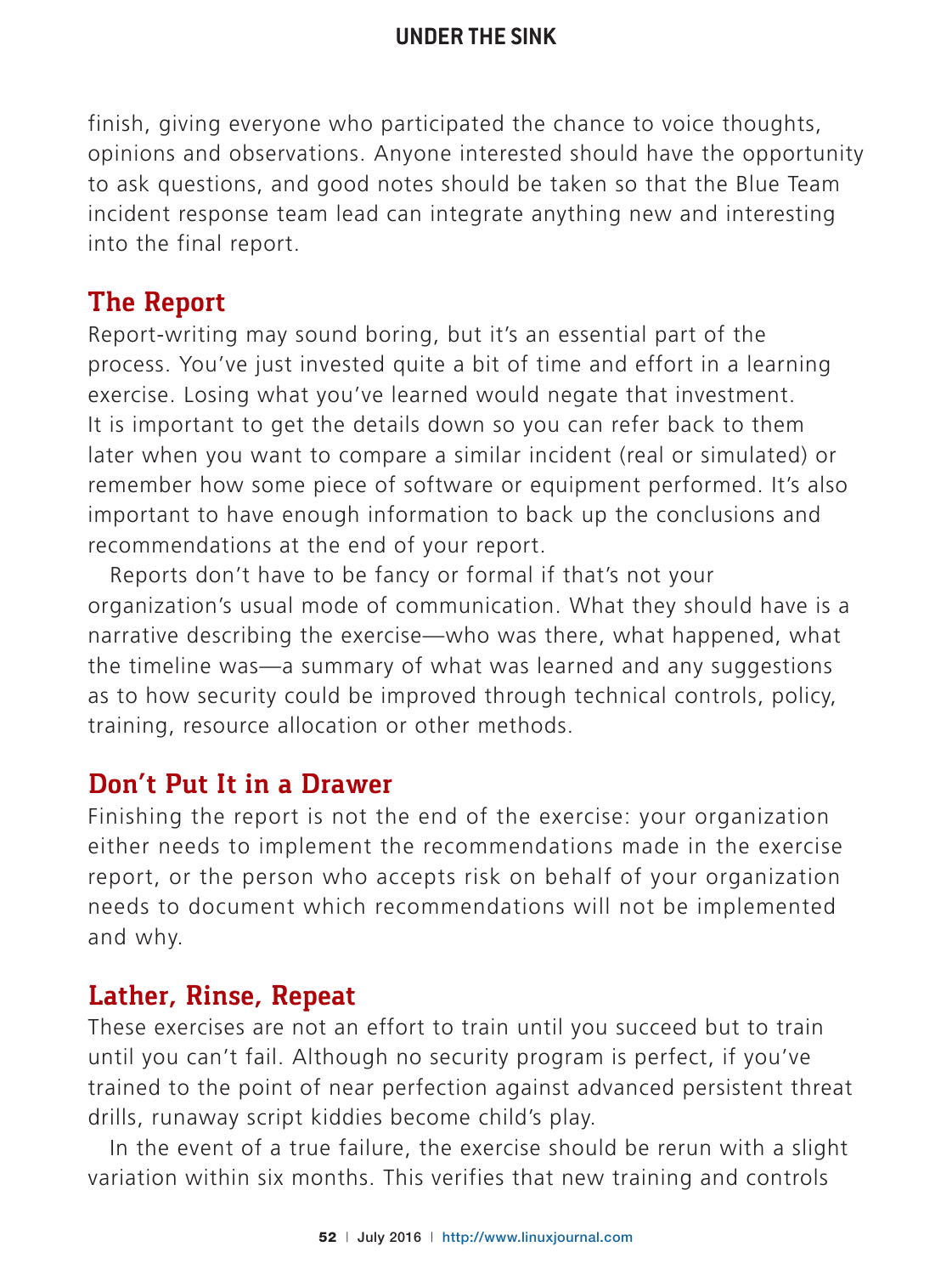finish, giving everyone who participated the chance to voice thoughts, opinions and observations. Anyone interested should have the opportunity to ask questions, and good notes should be taken so that the Blue Team incident response team lead can integrate anything new and interesting into the final report.

## The Report

Report-writing may sound boring, but it's an essential part of the process. You've just invested quite a bit of time and effort in a learning exercise. Losing what you've learned would negate that investment. It is important to get the details down so you can refer back to them later when you want to compare a similar incident (real or simulated) or remember how some piece of software or equipment performed. It's also important to have enough information to back up the conclusions and recommendations at the end of your report.

Reports don't have to be fancy or formal if that's not your organization's usual mode of communication. What they should have is a narrative describing the exercise—who was there, what happened, what the timeline was—a summary of what was learned and any suggestions as to how security could be improved through technical controls, policy, training, resource allocation or other methods.

## Don't Put It in a Drawer

Finishing the report is not the end of the exercise: your organization either needs to implement the recommendations made in the exercise report, or the person who accepts risk on behalf of your organization needs to document which recommendations will not be implemented and why.

## Lather, Rinse, Repeat

These exercises are not an effort to train until you succeed but to train until you can't fail. Although no security program is perfect, if you've trained to the point of near perfection against advanced persistent threat drills, runaway script kiddies become child's play.

In the event of a true failure, the exercise should be rerun with a slight variation within six months. This verifies that new training and controls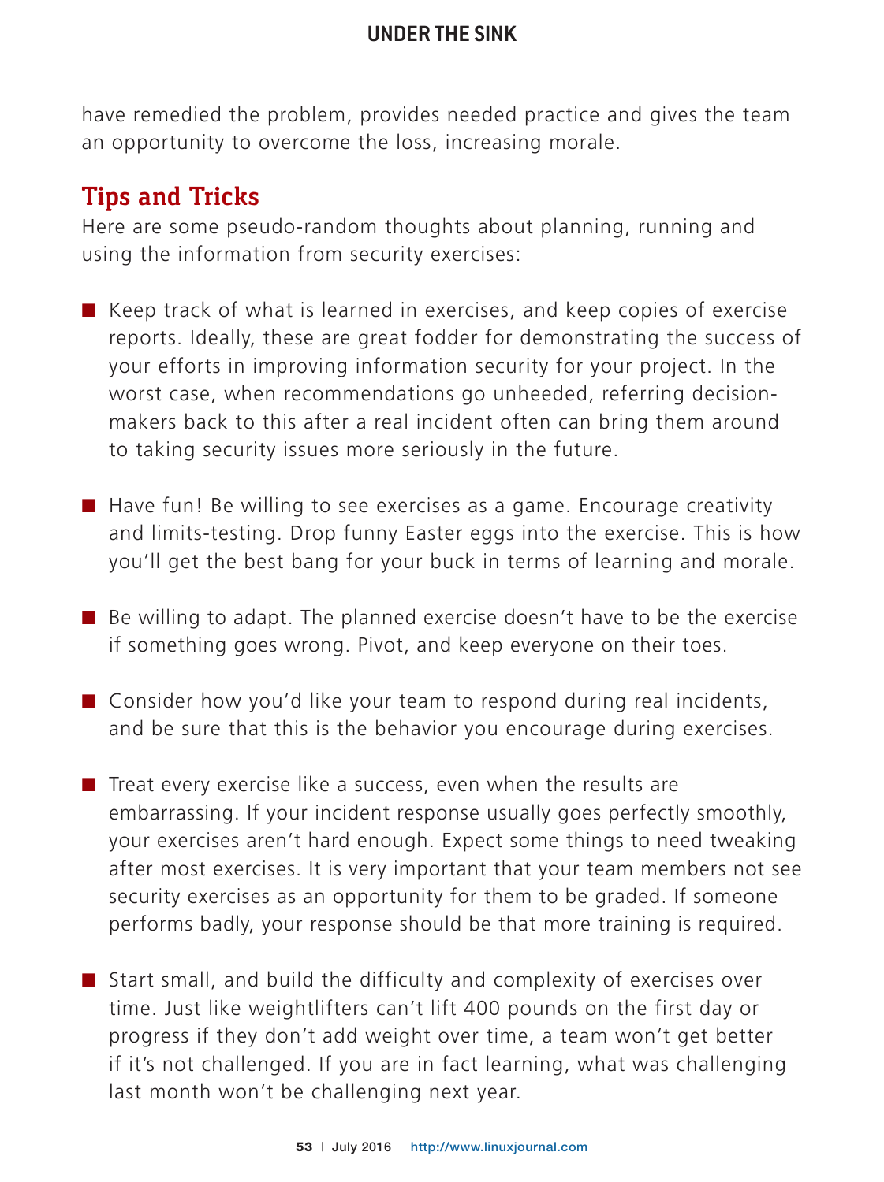have remedied the problem, provides needed practice and gives the team an opportunity to overcome the loss, increasing morale.

## Tips and Tricks

Here are some pseudo-random thoughts about planning, running and using the information from security exercises:

- Keep track of what is learned in exercises, and keep copies of exercise reports. Ideally, these are great fodder for demonstrating the success of your efforts in improving information security for your project. In the worst case, when recommendations go unheeded, referring decision-makers back to this after a real incident often can bring them around to taking security issues more seriously in the future.

- Have fun! Be willing to see exercises as a game. Encourage creativity and limits-testing. Drop funny Easter eggs into the exercise. This is how you'll get the best bang for your buck in terms of learning and morale.

- Be willing to adapt. The planned exercise doesn't have to be the exercise if something goes wrong. Pivot, and keep everyone on their toes.

- Consider how you'd like your team to respond during real incidents, and be sure that this is the behavior you encourage during exercises.

- Treat every exercise like a success, even when the results are embarrassing. If your incident response usually goes perfectly smoothly, your exercises aren't hard enough. Expect some things to need tweaking after most exercises. It is very important that your team members not see security exercises as an opportunity for them to be graded. If someone performs badly, your response should be that more training is required.

- Start small, and build the difficulty and complexity of exercises over time. Just like weightlifters can't lift 400 pounds on the first day or progress if they don't add weight over time, a team won't get better if it's not challenged. If you are in fact learning, what was challenging last month won't be challenging next year.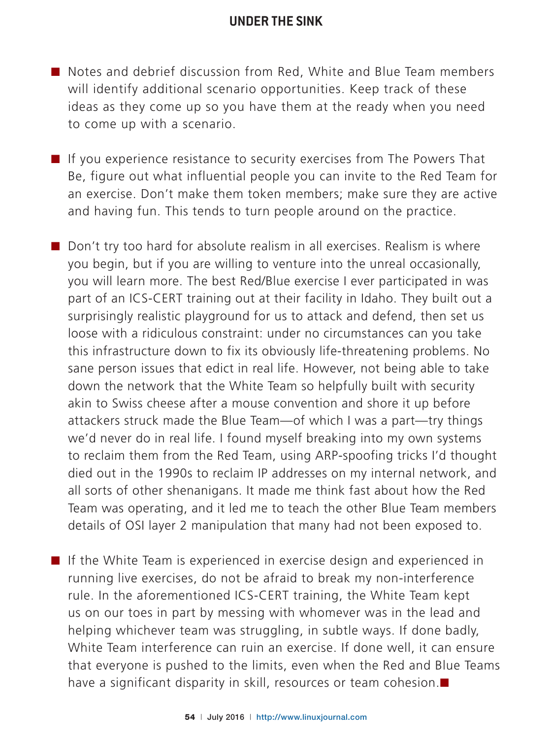- Notes and debrief discussion from Red, White and Blue Team members will identify additional scenario opportunities. Keep track of these ideas as they come up so you have them at the ready when you need to come up with a scenario.

- If you experience resistance to security exercises from The Powers That Be, figure out what influential people you can invite to the Red Team for an exercise. Don't make them token members; make sure they are active and having fun. This tends to turn people around on the practice.

- Don't try too hard for absolute realism in all exercises. Realism is where you begin, but if you are willing to venture into the unreal occasionally, you will learn more. The best Red/Blue exercise I ever participated in was part of an ICS-CERT training out at their facility in Idaho. They built out a surprisingly realistic playground for us to attack and defend, then set us loose with a ridiculous constraint: under no circumstances can you take this infrastructure down to fix its obviously life-threatening problems. No sane person issues that edict in real life. However, not being able to take down the network that the White Team so helpfully built with security akin to Swiss cheese after a mouse convention and shore it up before attackers struck made the Blue Team—of which I was a part—try things we'd never do in real life. I found myself breaking into my own systems to reclaim them from the Red Team, using ARP-spoofing tricks I'd thought died out in the 1990s to reclaim IP addresses on my internal network, and all sorts of other shenanigans. It made me think fast about how the Red Team was operating, and it led me to teach the other Blue Team members details of OSI layer 2 manipulation that many had not been exposed to.

- If the White Team is experienced in exercise design and experienced in running live exercises, do not be afraid to break my non-interference rule. In the aforementioned ICS-CERT training, the White Team kept us on our toes in part by messing with whomever was in the lead and helping whichever team was struggling, in subtle ways. If done badly, White Team interference can ruin an exercise. If done well, it can ensure that everyone is pushed to the limits, even when the Red and Blue Teams have a significant disparity in skill, resources or team cohesion. ■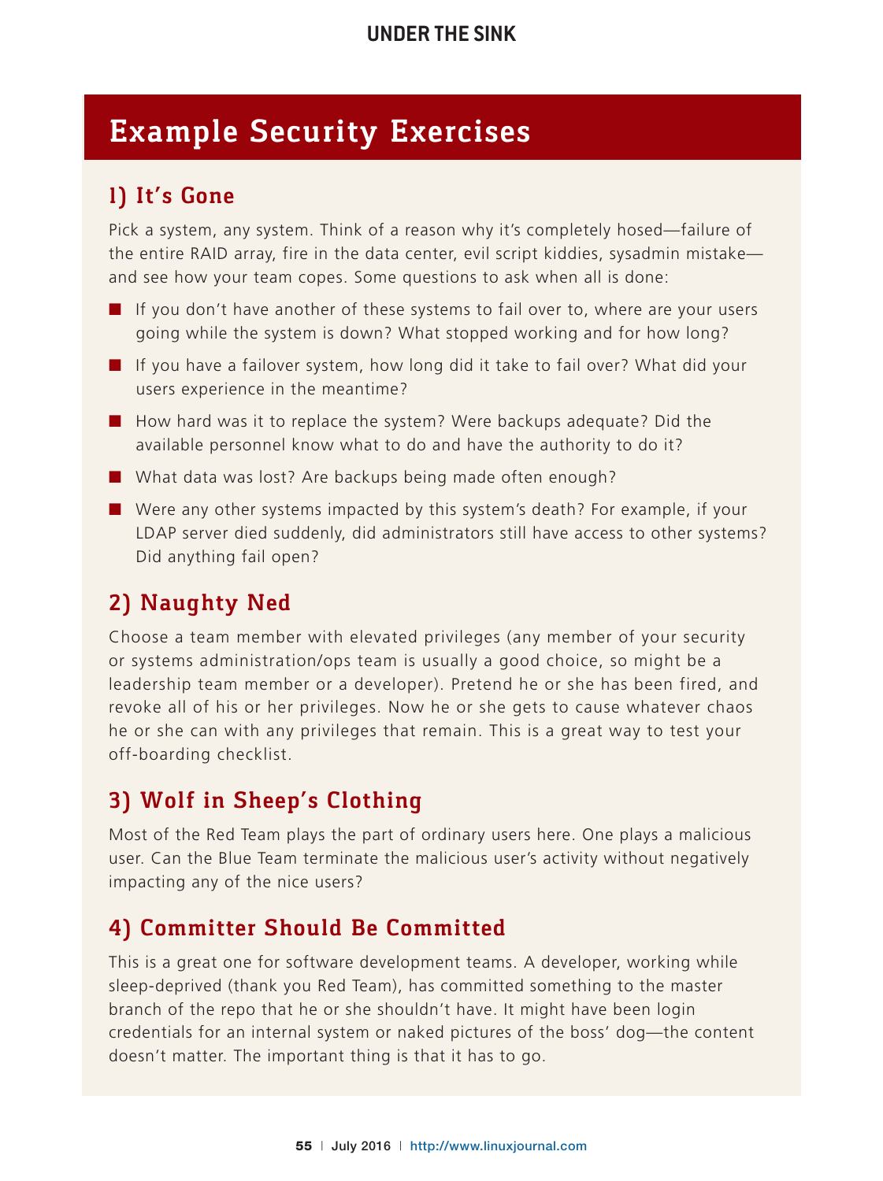## Example Security Exercises

### 1) It's Gone

Pick a system, any system. Think of a reason why it's completely hosed—failure of the entire RAID array, fire in the data center, evil script kiddies, sysadmin mistake—and see how your team copes. Some questions to ask when all is done:

- If you don't have another of these systems to fail over to, where are your users going while the system is down? What stopped working and for how long?
- If you have a failover system, how long did it take to fail over? What did your users experience in the meantime?
- How hard was it to replace the system? Were backups adequate? Did the available personnel know what to do and have the authority to do it?
- What data was lost? Are backups being made often enough?
- Were any other systems impacted by this system's death? For example, if your LDAP server died suddenly, did administrators still have access to other systems? Did anything fail open?

### 2) Naughty Ned

Choose a team member with elevated privileges (any member of your security or systems administration/ops team is usually a good choice, so might be a leadership team member or a developer). Pretend he or she has been fired, and revoke all of his or her privileges. Now he or she gets to cause whatever chaos he or she can with any privileges that remain. This is a great way to test your off-boarding checklist.

### 3) Wolf in Sheep's Clothing

Most of the Red Team plays the part of ordinary users here. One plays a malicious user. Can the Blue Team terminate the malicious user's activity without negatively impacting any of the nice users?

### 4) Committer Should Be Committed

This is a great one for software development teams. A developer, working while sleep-deprived (thank you Red Team), has committed something to the master branch of the repo that he or she shouldn't have. It might have been login credentials for an internal system or naked pictures of the boss' dog—the content doesn't matter. The important thing is that it has to go.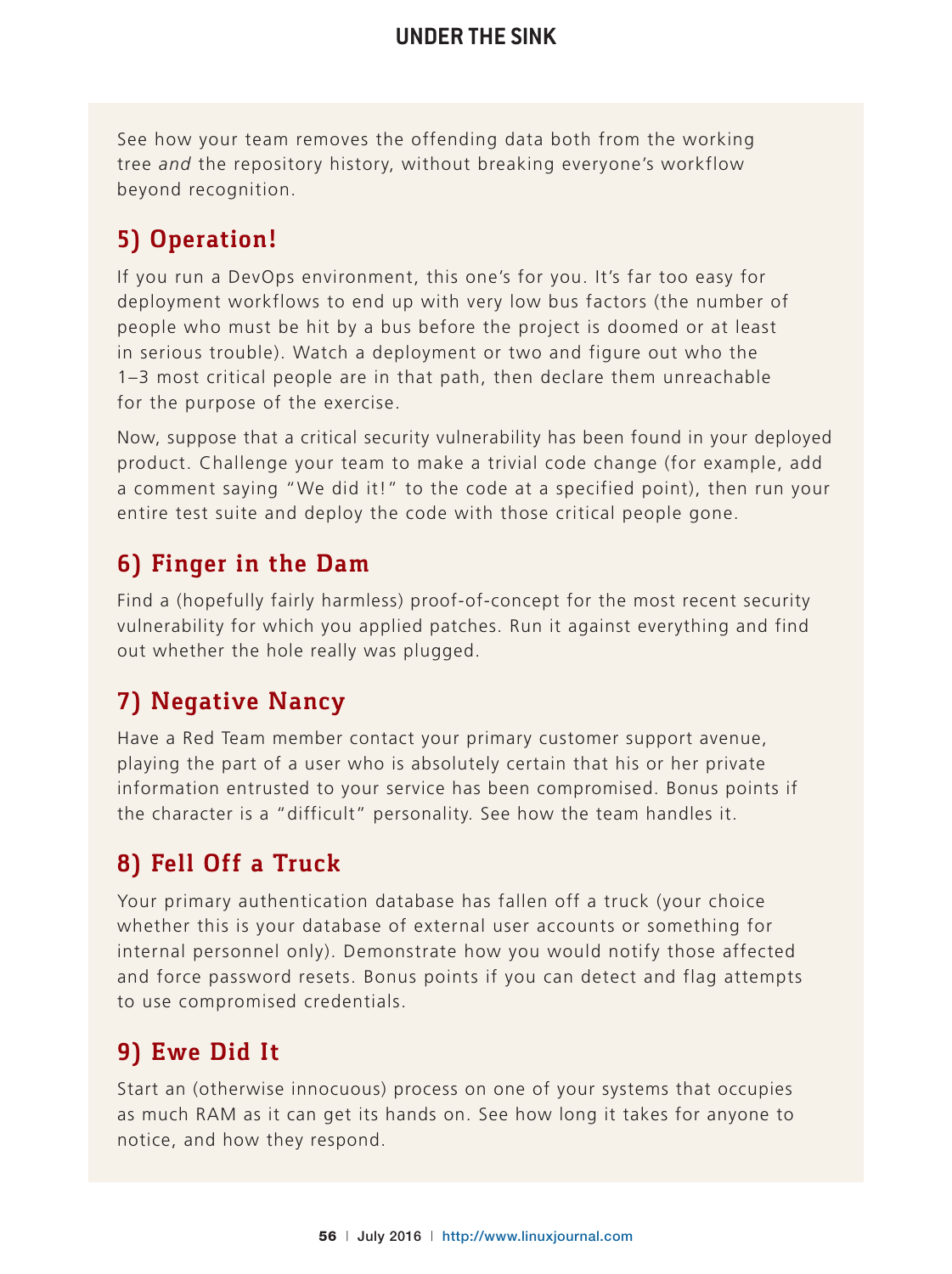See how your team removes the offending data both from the working tree *and* the repository history, without breaking everyone's workflow beyond recognition.

## 5) Operation!

If you run a DevOps environment, this one's for you. It's far too easy for deployment workflows to end up with very low bus factors (the number of people who must be hit by a bus before the project is doomed or at least in serious trouble). Watch a deployment or two and figure out who the 1–3 most critical people are in that path, then declare them unreachable for the purpose of the exercise.

Now, suppose that a critical security vulnerability has been found in your deployed product. Challenge your team to make a trivial code change (for example, add a comment saying "We did it!" to the code at a specified point), then run your entire test suite and deploy the code with those critical people gone.

## 6) Finger in the Dam

Find a (hopefully fairly harmless) proof-of-concept for the most recent security vulnerability for which you applied patches. Run it against everything and find out whether the hole really was plugged.

## 7) Negative Nancy

Have a Red Team member contact your primary customer support avenue, playing the part of a user who is absolutely certain that his or her private information entrusted to your service has been compromised. Bonus points if the character is a "difficult" personality. See how the team handles it.

## 8) Fell Off a Truck

Your primary authentication database has fallen off a truck (your choice whether this is your database of external user accounts or something for internal personnel only). Demonstrate how you would notify those affected and force password resets. Bonus points if you can detect and flag attempts to use compromised credentials.

## 9) Ewe Did It

Start an (otherwise innocuous) process on one of your systems that occupies as much RAM as it can get its hands on. See how long it takes for anyone to notice, and how they respond.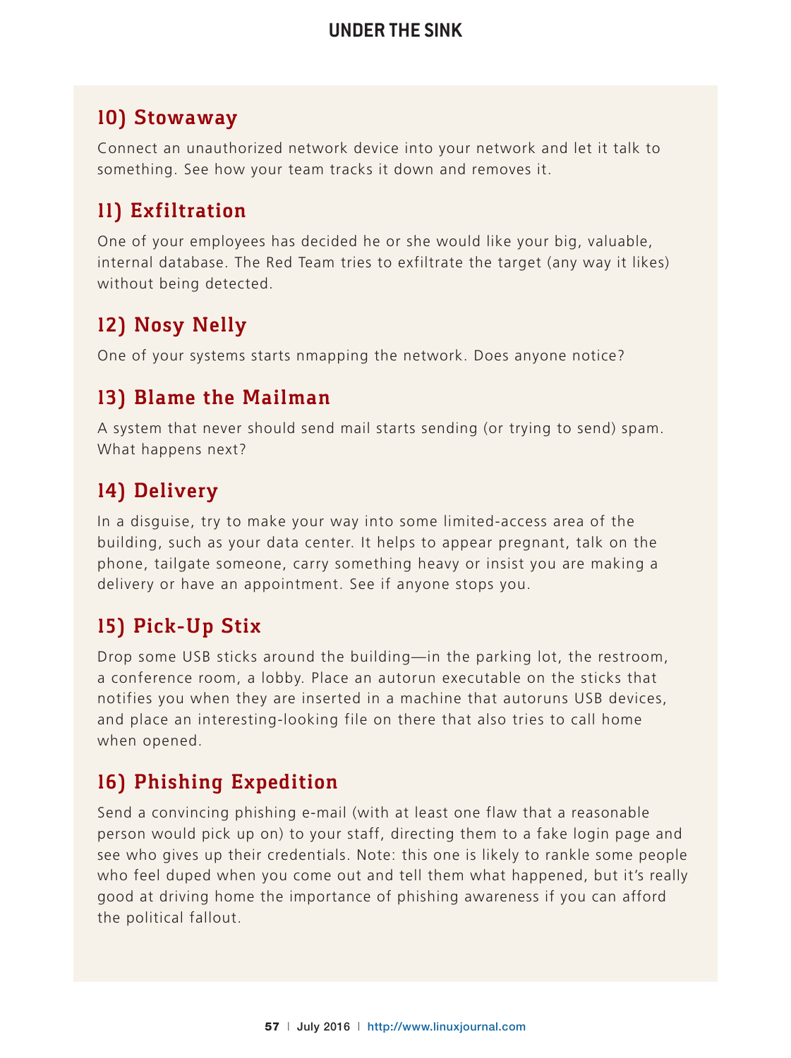## 10) Stowaway

Connect an unauthorized network device into your network and let it talk to something. See how your team tracks it down and removes it.

## 11) Exfiltration

One of your employees has decided he or she would like your big, valuable, internal database. The Red Team tries to exfiltrate the target (any way it likes) without being detected.

## 12) Nosy Nelly

One of your systems starts nmapping the network. Does anyone notice?

## 13) Blame the Mailman

A system that never should send mail starts sending (or trying to send) spam. What happens next?

## 14) Delivery

In a disguise, try to make your way into some limited-access area of the building, such as your data center. It helps to appear pregnant, talk on the phone, tailgate someone, carry something heavy or insist you are making a delivery or have an appointment. See if anyone stops you.

## 15) Pick-Up Stix

Drop some USB sticks around the building—in the parking lot, the restroom, a conference room, a lobby. Place an autorun executable on the sticks that notifies you when they are inserted in a machine that autoruns USB devices, and place an interesting-looking file on there that also tries to call home when opened.

## 16) Phishing Expedition

Send a convincing phishing e-mail (with at least one flaw that a reasonable person would pick up on) to your staff, directing them to a fake login page and see who gives up their credentials. Note: this one is likely to rankle some people who feel duped when you come out and tell them what happened, but it's really good at driving home the importance of phishing awareness if you can afford the political fallout.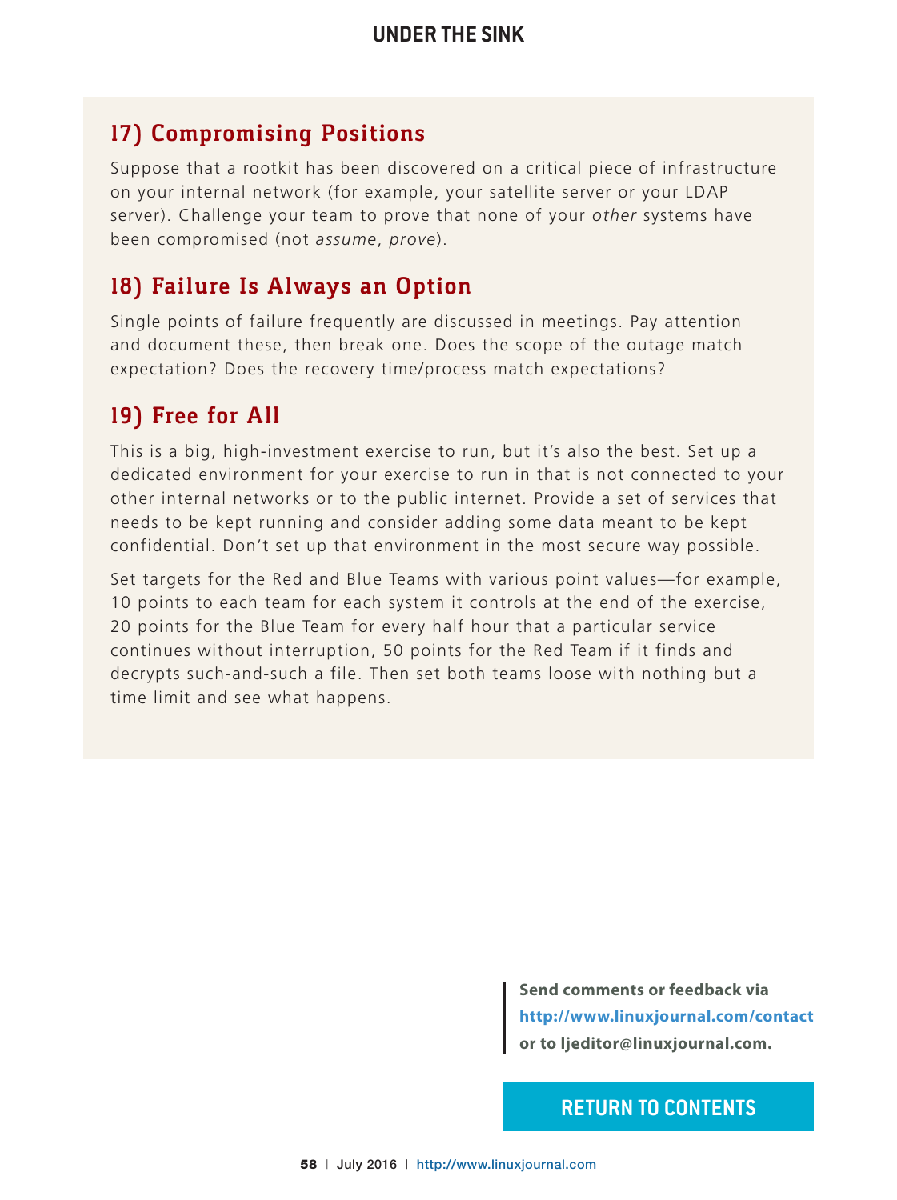## 17) Compromising Positions

Suppose that a rootkit has been discovered on a critical piece of infrastructure on your internal network (for example, your satellite server or your LDAP server). Challenge your team to prove that none of your *other* systems have been compromised (not *assume*, *prove*).

## 18) Failure Is Always an Option

Single points of failure frequently are discussed in meetings. Pay attention and document these, then break one. Does the scope of the outage match expectation? Does the recovery time/process match expectations?

## 19) Free for All

This is a big, high-investment exercise to run, but it's also the best. Set up a dedicated environment for your exercise to run in that is not connected to your other internal networks or to the public internet. Provide a set of services that needs to be kept running and consider adding some data meant to be kept confidential. Don't set up that environment in the most secure way possible.

Set targets for the Red and Blue Teams with various point values—for example, 10 points to each team for each system it controls at the end of the exercise, 20 points for the Blue Team for every half hour that a particular service continues without interruption, 50 points for the Red Team if it finds and decrypts such-and-such a file. Then set both teams loose with nothing but a time limit and see what happens.

**Send comments or feedback via http://www.linuxjournal.com/contact or to ljeditor@linuxjournal.com.**

RETURN TO CONTENTS